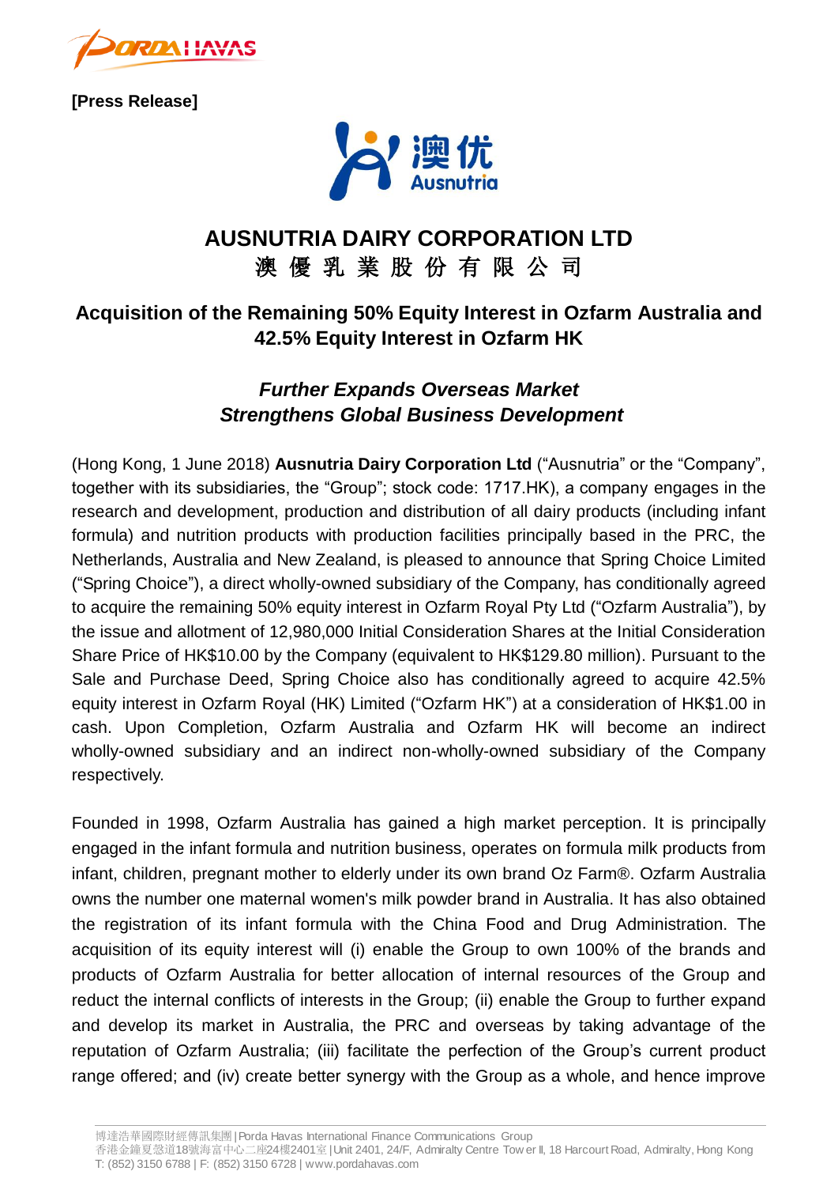**[Press Release]**

# AUSNUTRIA DAIRY CORPORATION LTD
# 澳 優 乳 業 股 份 有 限 公 司

## Acquisition of the Remaining 50% Equity Interest in Ozfarm Australia and 42.5% Equity Interest in Ozfarm HK

### *Further Expands Overseas Market*
### *Strengthens Global Business Development*

(Hong Kong, 1 June 2018) **Ausnutria Dairy Corporation Ltd** ("Ausnutria" or the "Company", together with its subsidiaries, the "Group"; stock code: 1717.HK), a company engages in the research and development, production and distribution of all dairy products (including infant formula) and nutrition products with production facilities principally based in the PRC, the Netherlands, Australia and New Zealand, is pleased to announce that Spring Choice Limited ("Spring Choice"), a direct wholly-owned subsidiary of the Company, has conditionally agreed to acquire the remaining 50% equity interest in Ozfarm Royal Pty Ltd ("Ozfarm Australia"), by the issue and allotment of 12,980,000 Initial Consideration Shares at the Initial Consideration Share Price of HK$10.00 by the Company (equivalent to HK$129.80 million). Pursuant to the Sale and Purchase Deed, Spring Choice also has conditionally agreed to acquire 42.5% equity interest in Ozfarm Royal (HK) Limited ("Ozfarm HK") at a consideration of HK$1.00 in cash. Upon Completion, Ozfarm Australia and Ozfarm HK will become an indirect wholly-owned subsidiary and an indirect non-wholly-owned subsidiary of the Company respectively.

Founded in 1998, Ozfarm Australia has gained a high market perception. It is principally engaged in the infant formula and nutrition business, operates on formula milk products from infant, children, pregnant mother to elderly under its own brand Oz Farm®. Ozfarm Australia owns the number one maternal women's milk powder brand in Australia. It has also obtained the registration of its infant formula with the China Food and Drug Administration. The acquisition of its equity interest will (i) enable the Group to own 100% of the brands and products of Ozfarm Australia for better allocation of internal resources of the Group and reduct the internal conflicts of interests in the Group; (ii) enable the Group to further expand and develop its market in Australia, the PRC and overseas by taking advantage of the reputation of Ozfarm Australia; (iii) facilitate the perfection of the Group's current product range offered; and (iv) create better synergy with the Group as a whole, and hence improve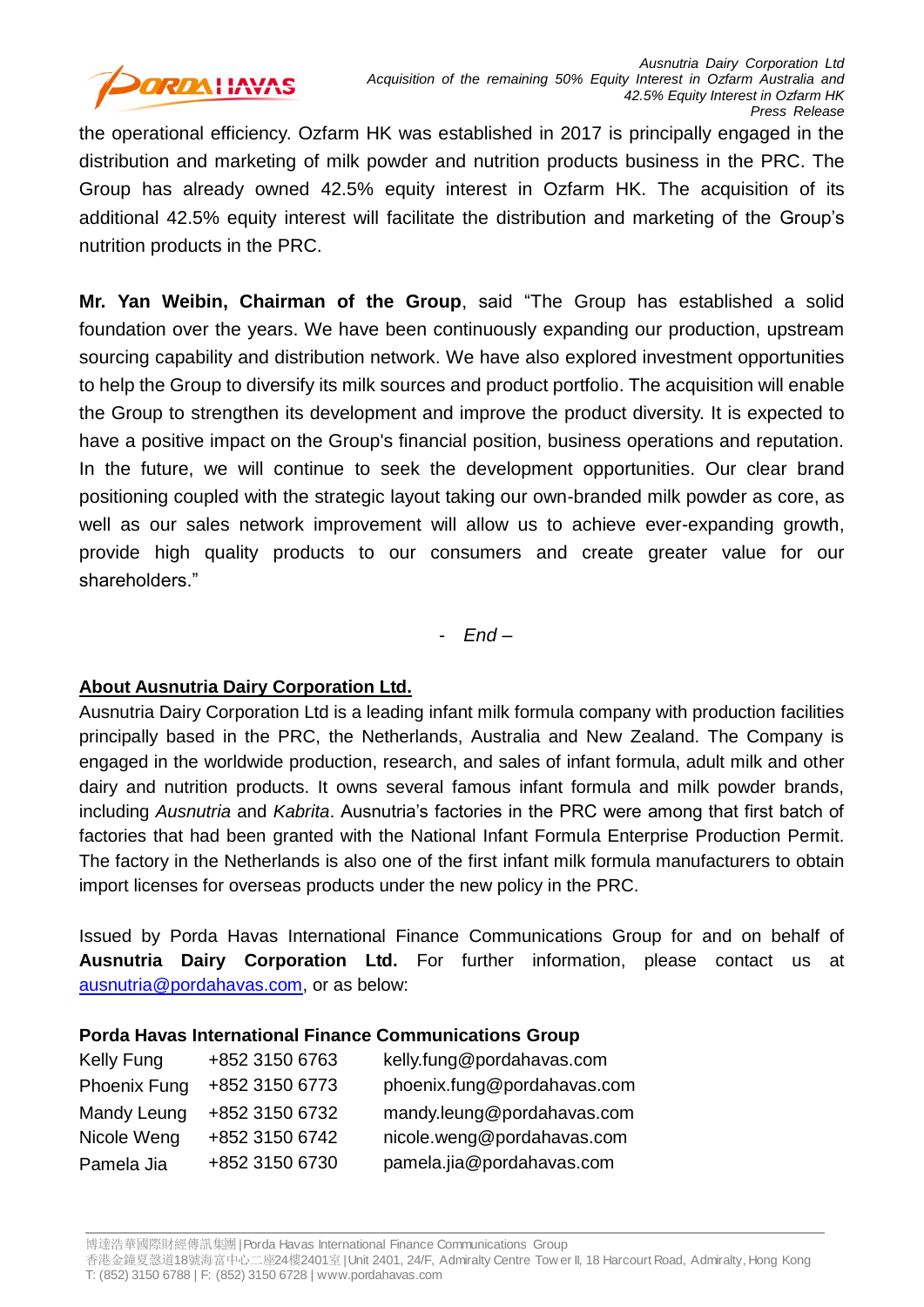the operational efficiency. Ozfarm HK was established in 2017 is principally engaged in the distribution and marketing of milk powder and nutrition products business in the PRC. The Group has already owned 42.5% equity interest in Ozfarm HK. The acquisition of its additional 42.5% equity interest will facilitate the distribution and marketing of the Group's nutrition products in the PRC.

**Mr. Yan Weibin, Chairman of the Group**, said "The Group has established a solid foundation over the years. We have been continuously expanding our production, upstream sourcing capability and distribution network. We have also explored investment opportunities to help the Group to diversify its milk sources and product portfolio. The acquisition will enable the Group to strengthen its development and improve the product diversity. It is expected to have a positive impact on the Group's financial position, business operations and reputation. In the future, we will continue to seek the development opportunities. Our clear brand positioning coupled with the strategic layout taking our own-branded milk powder as core, as well as our sales network improvement will allow us to achieve ever-expanding growth, provide high quality products to our consumers and create greater value for our shareholders."

\- *End –*

**About Ausnutria Dairy Corporation Ltd.**

Ausnutria Dairy Corporation Ltd is a leading infant milk formula company with production facilities principally based in the PRC, the Netherlands, Australia and New Zealand. The Company is engaged in the worldwide production, research, and sales of infant formula, adult milk and other dairy and nutrition products. It owns several famous infant formula and milk powder brands, including *Ausnutria* and *Kabrita*. Ausnutria's factories in the PRC were among that first batch of factories that had been granted with the National Infant Formula Enterprise Production Permit. The factory in the Netherlands is also one of the first infant milk formula manufacturers to obtain import licenses for overseas products under the new policy in the PRC.

Issued by Porda Havas International Finance Communications Group for and on behalf of **Ausnutria Dairy Corporation Ltd.** For further information, please contact us at ausnutria@pordahavas.com, or as below:

**Porda Havas International Finance Communications Group**

| | | |
|---|---|---|
| Kelly Fung | +852 3150 6763 | kelly.fung@pordahavas.com |
| Phoenix Fung | +852 3150 6773 | phoenix.fung@pordahavas.com |
| Mandy Leung | +852 3150 6732 | mandy.leung@pordahavas.com |
| Nicole Weng | +852 3150 6742 | nicole.weng@pordahavas.com |
| Pamela Jia | +852 3150 6730 | pamela.jia@pordahavas.com |